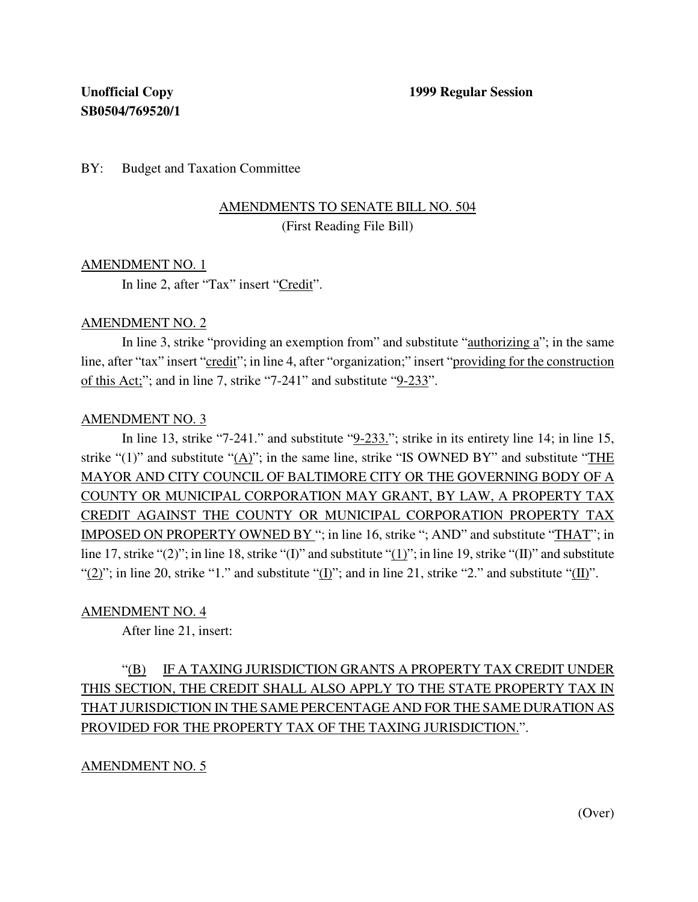**Unofficial Copy** **1999 Regular Session**
**SB0504/769520/1**

BY: Budget and Taxation Committee

AMENDMENTS TO SENATE BILL NO. 504
(First Reading File Bill)

AMENDMENT NO. 1

In line 2, after "Tax" insert "Credit".

AMENDMENT NO. 2

In line 3, strike "providing an exemption from" and substitute "authorizing a"; in the same line, after "tax" insert "credit"; in line 4, after "organization;" insert "providing for the construction of this Act;"; and in line 7, strike "7-241" and substitute "9-233".

AMENDMENT NO. 3

In line 13, strike "7-241." and substitute "9-233."; strike in its entirety line 14; in line 15, strike "(1)" and substitute "(A)"; in the same line, strike "IS OWNED BY" and substitute "THE MAYOR AND CITY COUNCIL OF BALTIMORE CITY OR THE GOVERNING BODY OF A COUNTY OR MUNICIPAL CORPORATION MAY GRANT, BY LAW, A PROPERTY TAX CREDIT AGAINST THE COUNTY OR MUNICIPAL CORPORATION PROPERTY TAX IMPOSED ON PROPERTY OWNED BY "; in line 16, strike "; AND" and substitute "THAT"; in line 17, strike "(2)"; in line 18, strike "(I)" and substitute "(1)"; in line 19, strike "(II)" and substitute "(2)"; in line 20, strike "1." and substitute "(I)"; and in line 21, strike "2." and substitute "(II)".

AMENDMENT NO. 4

After line 21, insert:

"(B) IF A TAXING JURISDICTION GRANTS A PROPERTY TAX CREDIT UNDER THIS SECTION, THE CREDIT SHALL ALSO APPLY TO THE STATE PROPERTY TAX IN THAT JURISDICTION IN THE SAME PERCENTAGE AND FOR THE SAME DURATION AS PROVIDED FOR THE PROPERTY TAX OF THE TAXING JURISDICTION.".

AMENDMENT NO. 5

(Over)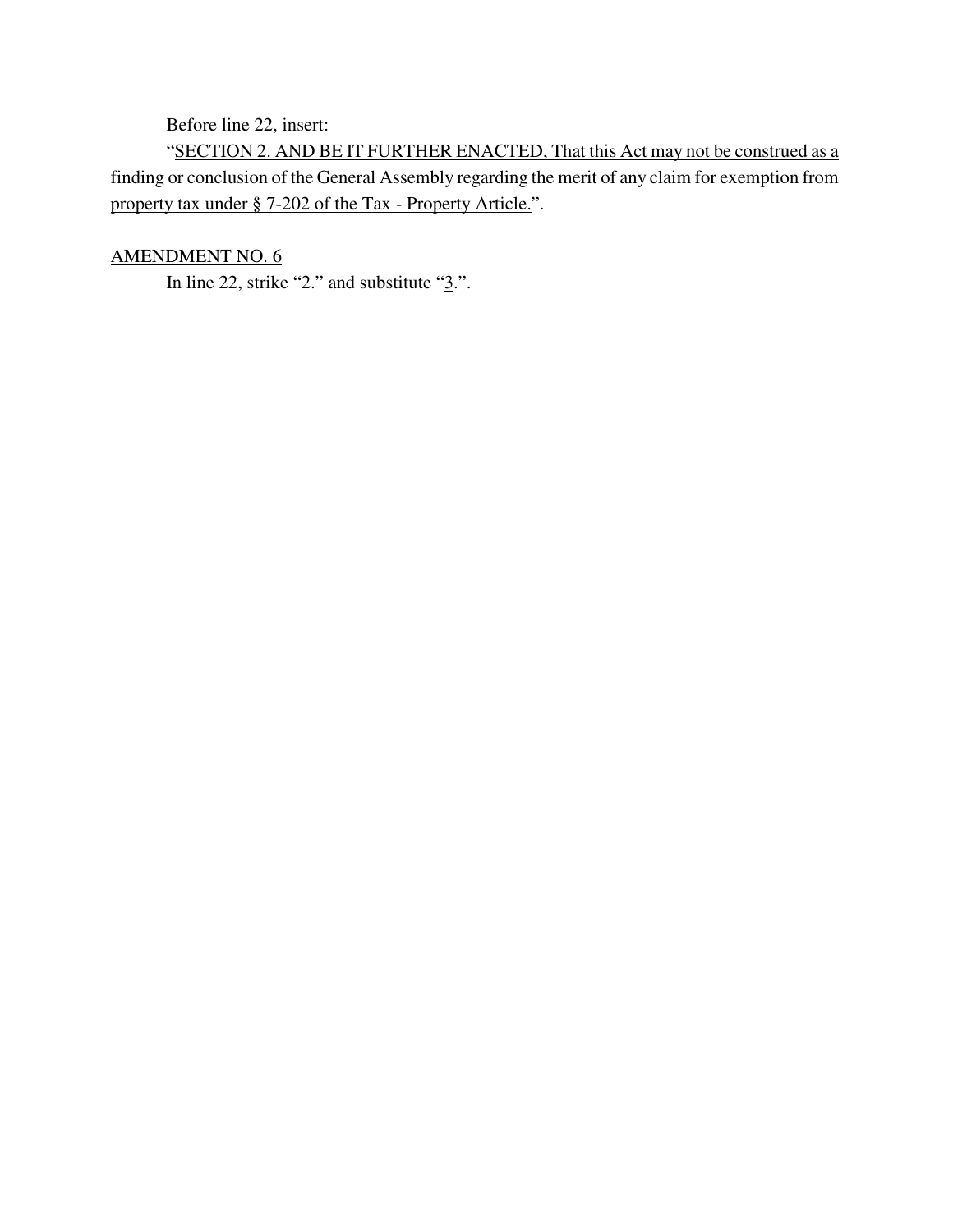Before line 22, insert:

"SECTION 2. AND BE IT FURTHER ENACTED, That this Act may not be construed as a finding or conclusion of the General Assembly regarding the merit of any claim for exemption from property tax under § 7-202 of the Tax - Property Article.".

AMENDMENT NO. 6

In line 22, strike "2." and substitute "3.".